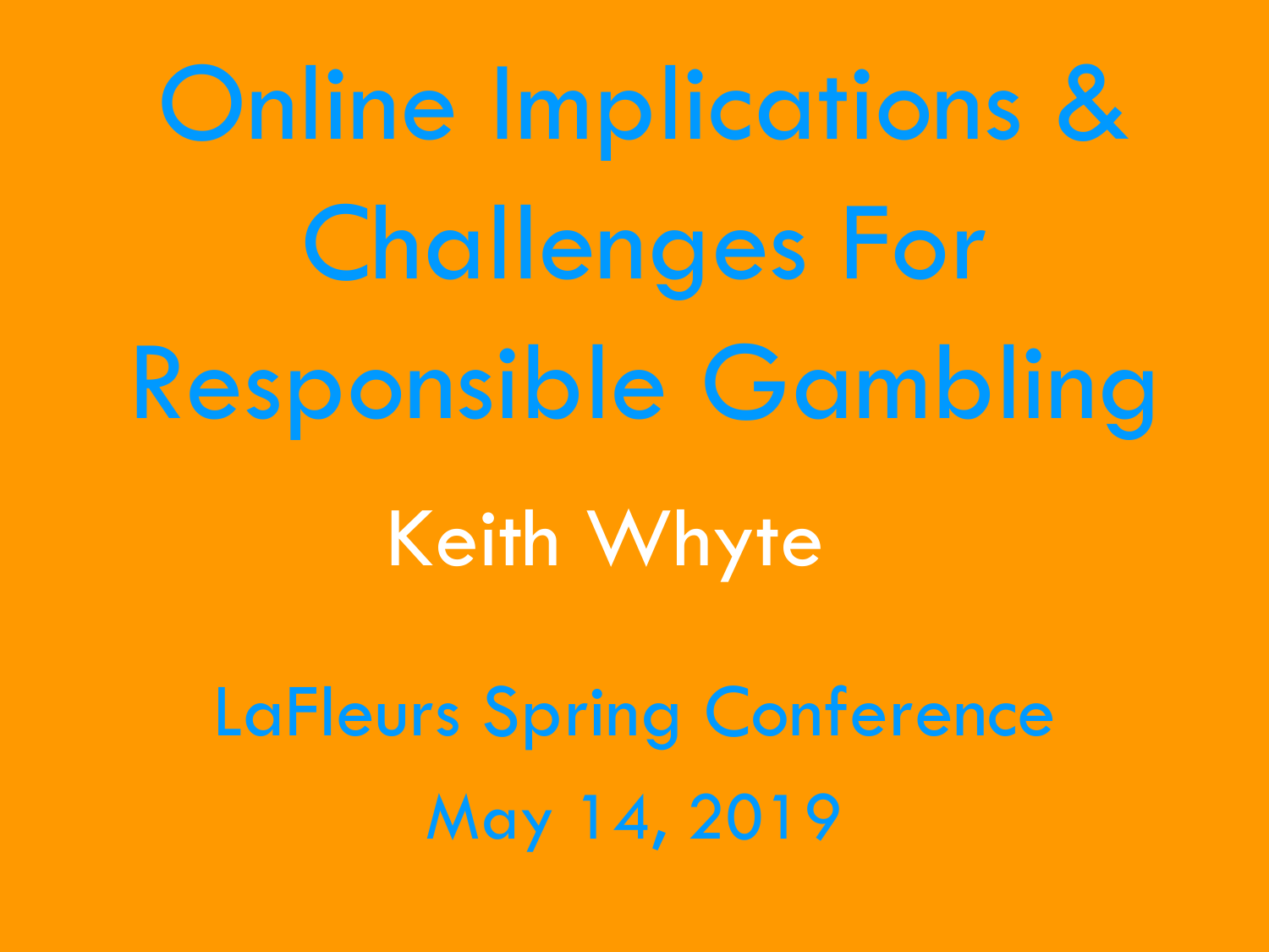# Online Implications & Challenges For Responsible Gambling

Keith Whyte

LaFleurs Spring Conference

May 14, 2019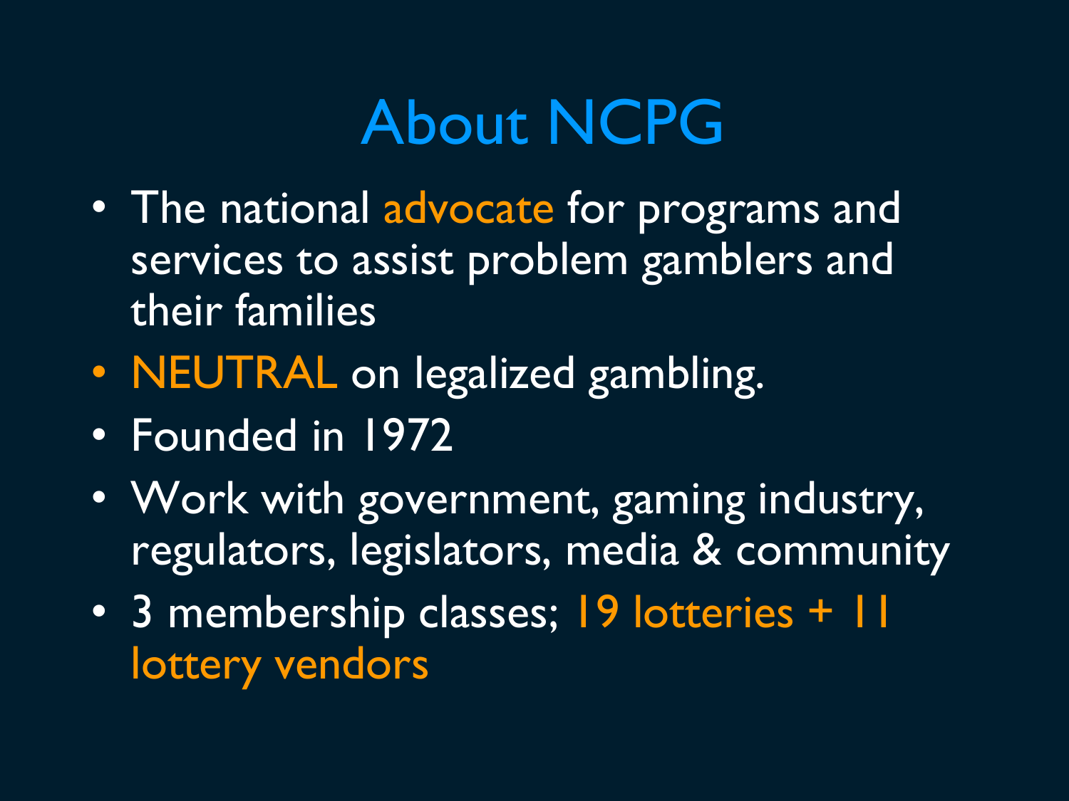# About NCPG

- The national advocate for programs and services to assist problem gamblers and their families
- NEUTRAL on legalized gambling.
- Founded in 1972
- Work with government, gaming industry, regulators, legislators, media & community
- 3 membership classes; 19 lotteries + 11 lottery vendors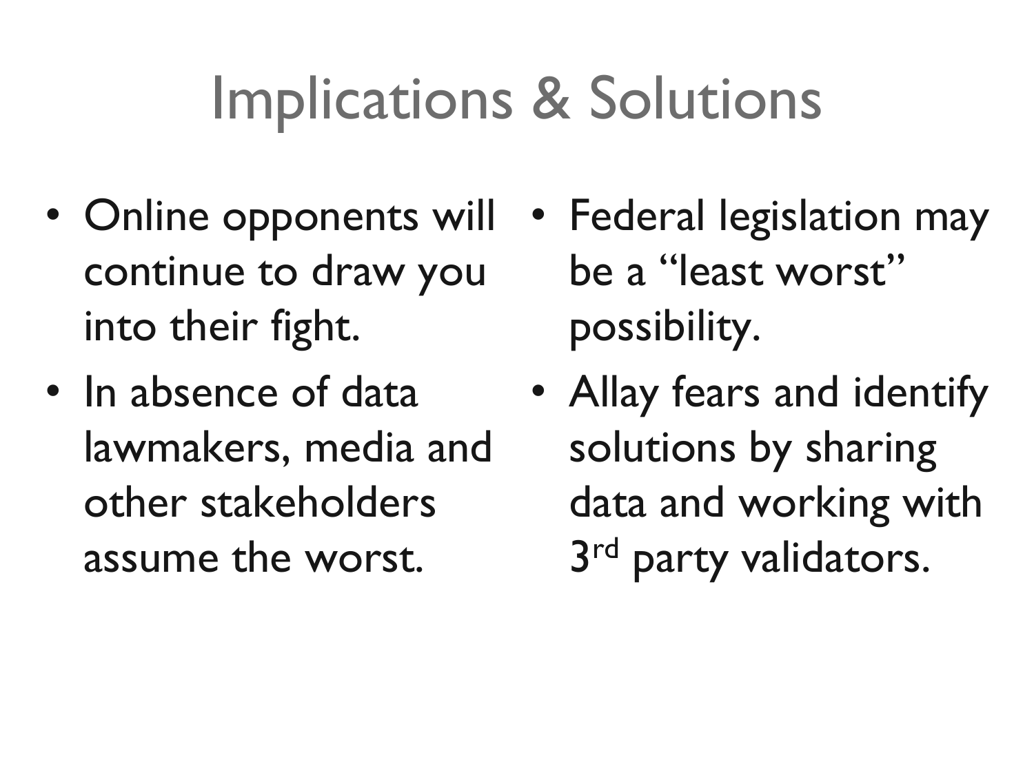# Implications & Solutions

- Online opponents will continue to draw you into their fight.
- In absence of data lawmakers, media and other stakeholders assume the worst.
- Federal legislation may be a “least worst” possibility.
- Allay fears and identify solutions by sharing data and working with 3rd party validators.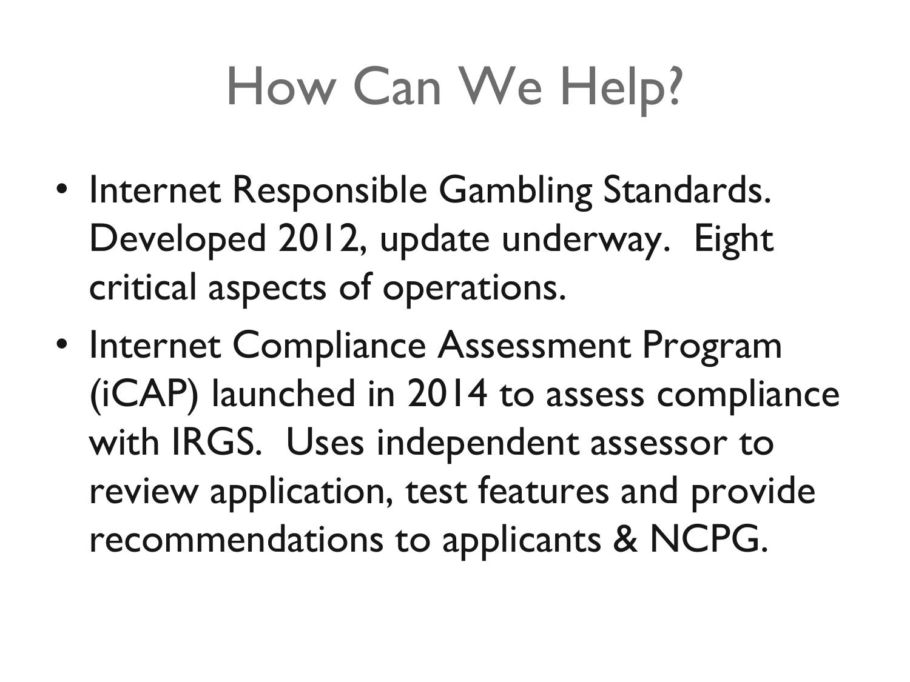# How Can We Help?

- Internet Responsible Gambling Standards. Developed 2012, update underway. Eight critical aspects of operations.
- Internet Compliance Assessment Program (iCAP) launched in 2014 to assess compliance with IRGS. Uses independent assessor to review application, test features and provide recommendations to applicants & NCPG.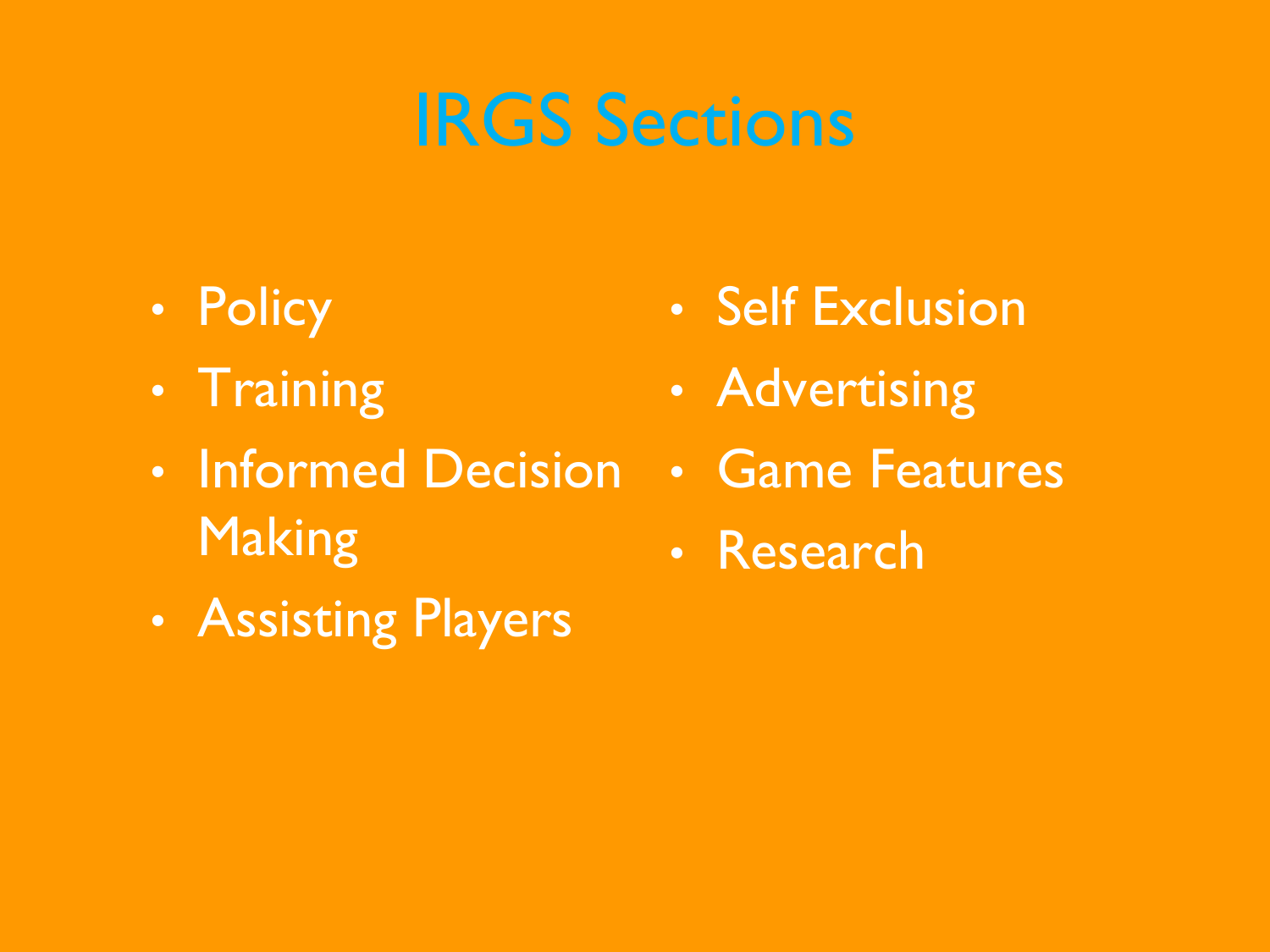# IRGS Sections

- Policy
- Training
- Informed Decision Making
- Assisting Players
- Self Exclusion
- Advertising
- Game Features
- Research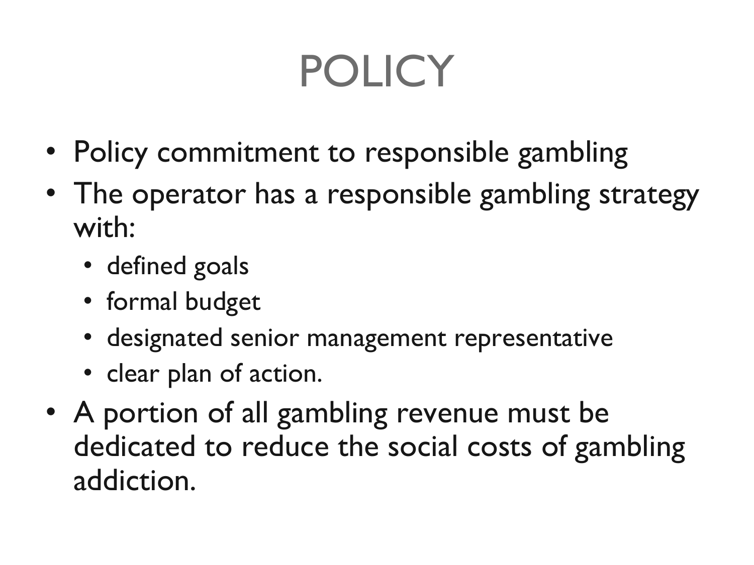# POLICY

- Policy commitment to responsible gambling
- The operator has a responsible gambling strategy with:
  - defined goals
  - formal budget
  - designated senior management representative
  - clear plan of action.
- A portion of all gambling revenue must be dedicated to reduce the social costs of gambling addiction.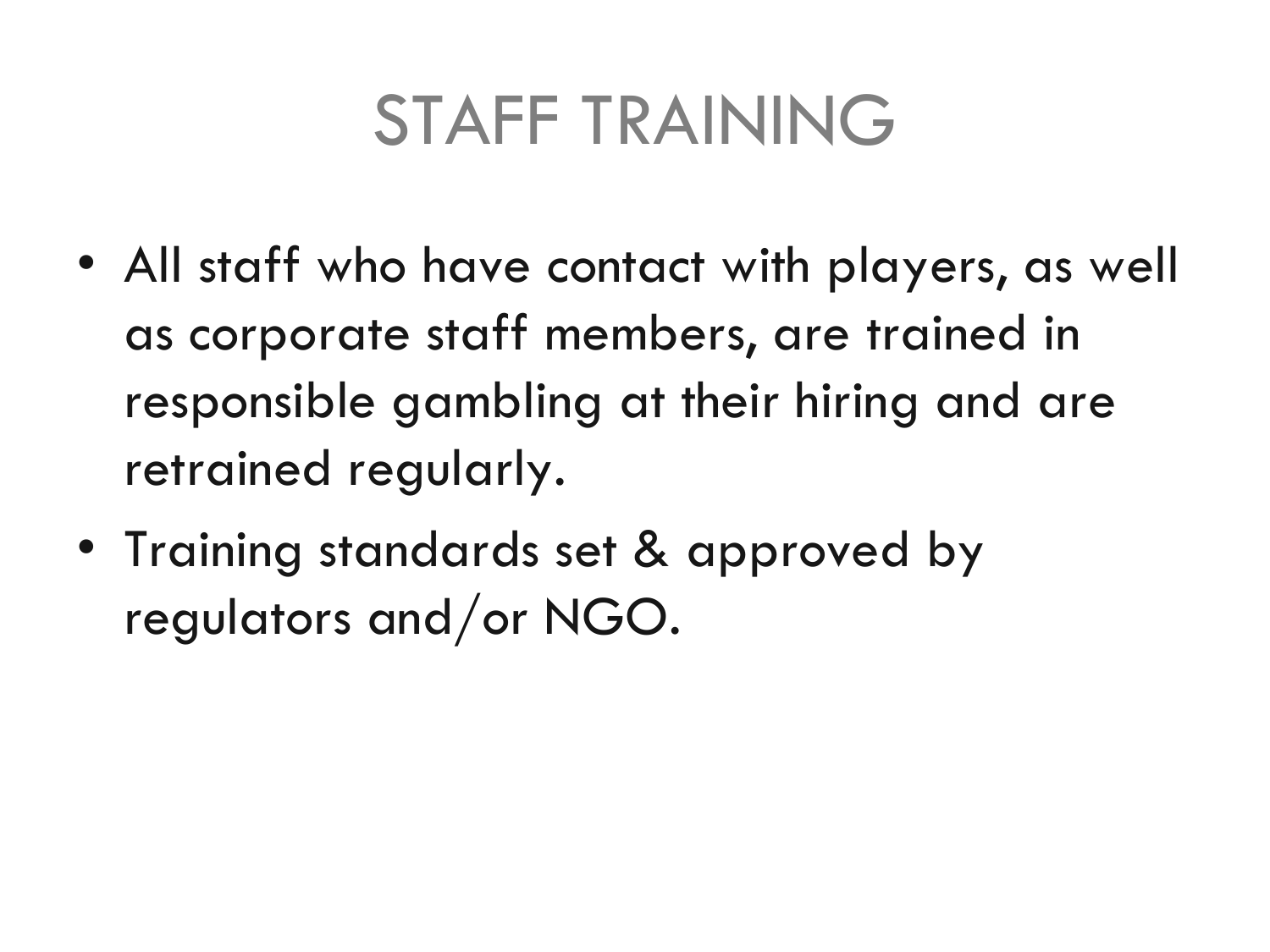# STAFF TRAINING

- All staff who have contact with players, as well as corporate staff members, are trained in responsible gambling at their hiring and are retrained regularly.
- Training standards set & approved by regulators and/or NGO.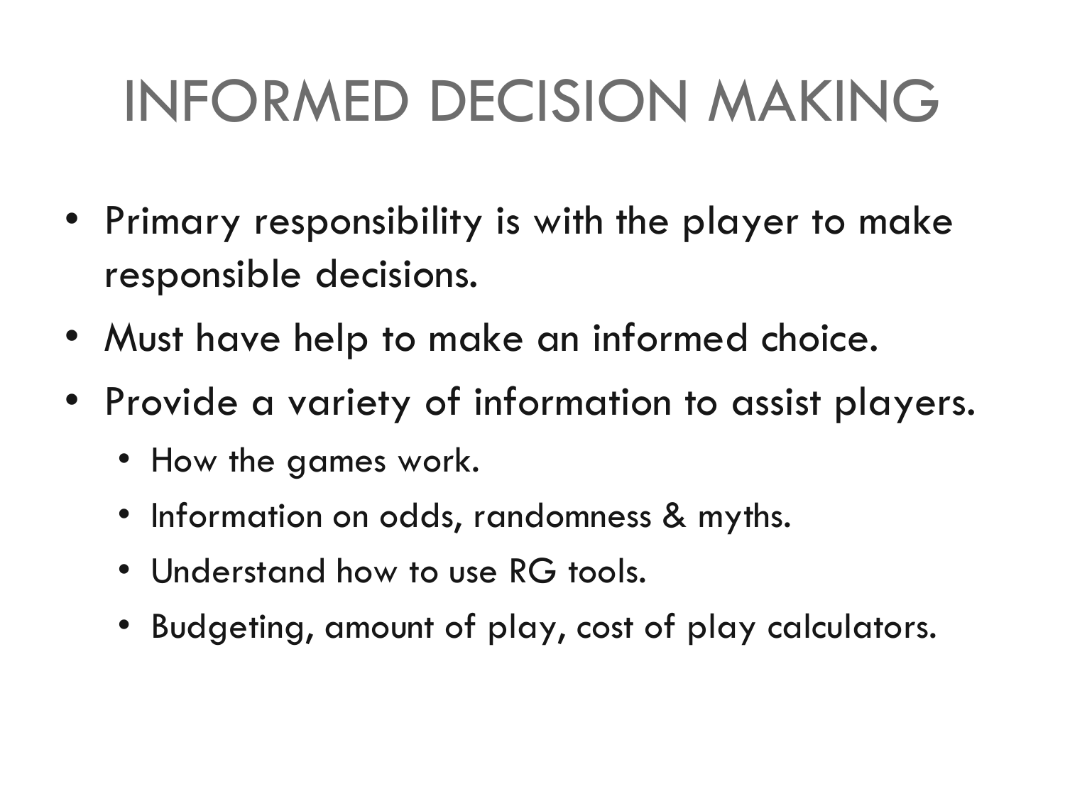# INFORMED DECISION MAKING

- Primary responsibility is with the player to make responsible decisions.
- Must have help to make an informed choice.
- Provide a variety of information to assist players.
  - How the games work.
  - Information on odds, randomness & myths.
  - Understand how to use RG tools.
  - Budgeting, amount of play, cost of play calculators.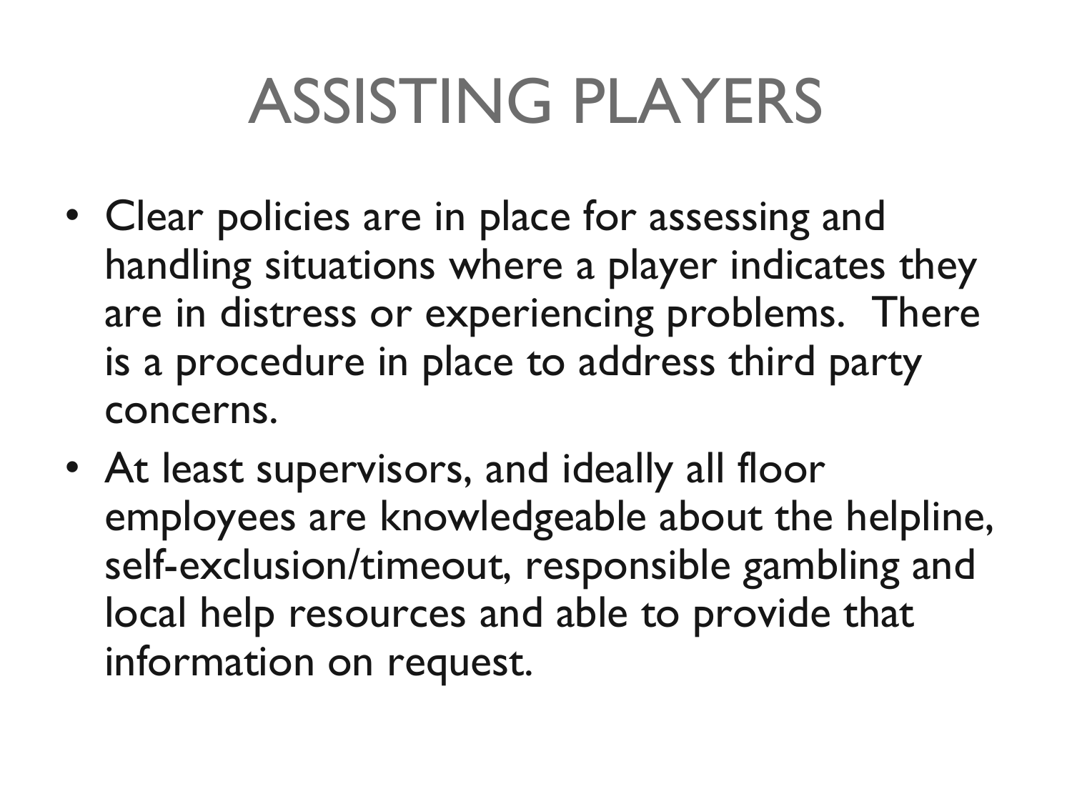# ASSISTING PLAYERS

- Clear policies are in place for assessing and handling situations where a player indicates they are in distress or experiencing problems. There is a procedure in place to address third party concerns.
- At least supervisors, and ideally all floor employees are knowledgeable about the helpline, self-exclusion/timeout, responsible gambling and local help resources and able to provide that information on request.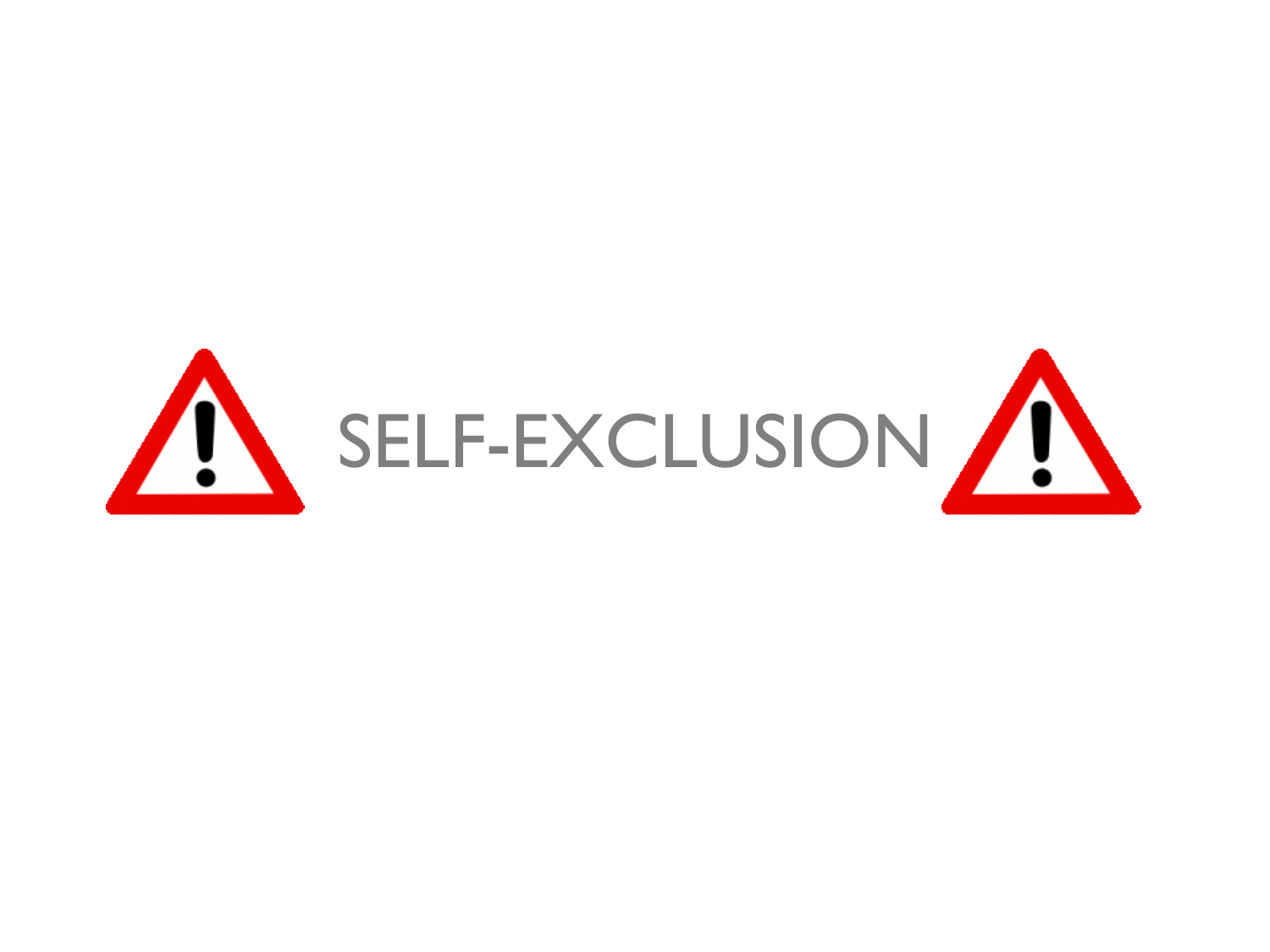# SELF-EXCLUSION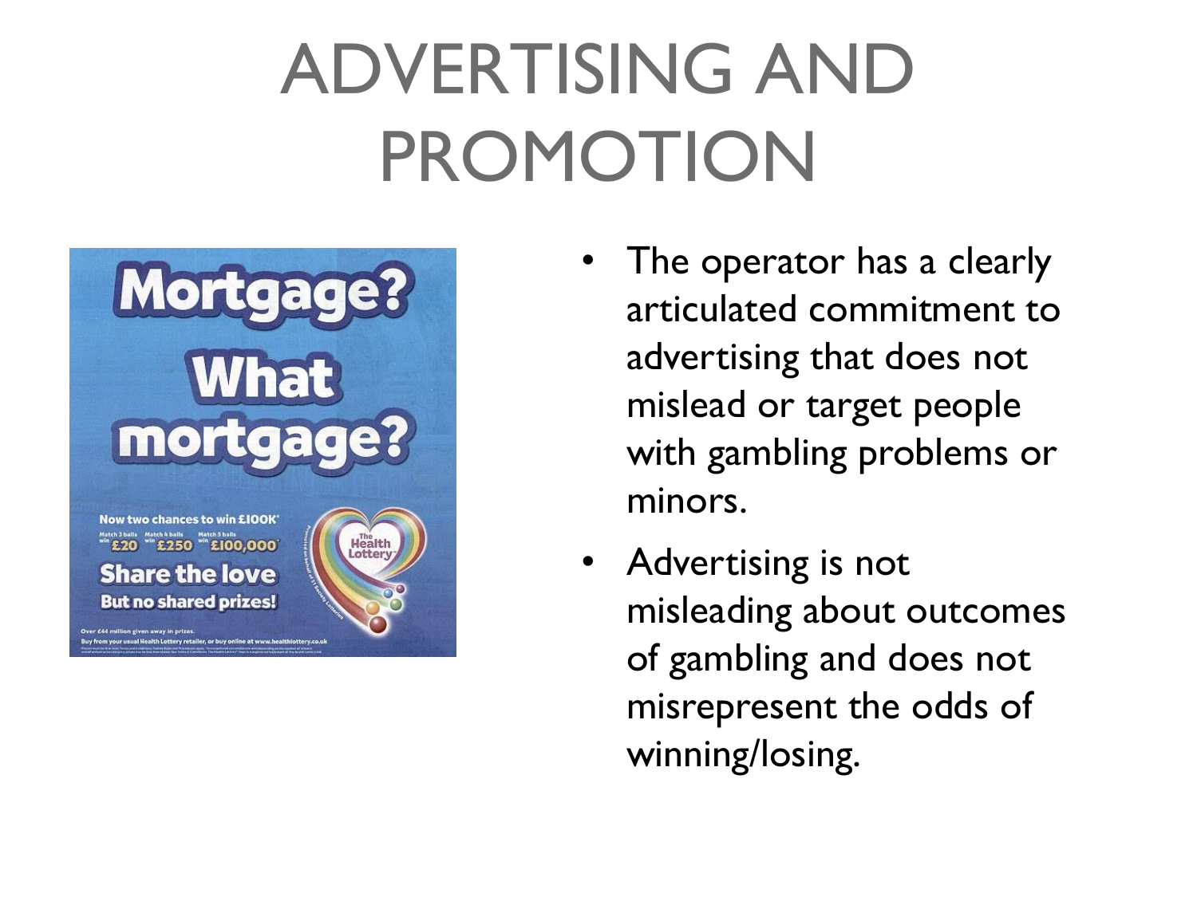# ADVERTISING AND PROMOTION

- The operator has a clearly articulated commitment to advertising that does not mislead or target people with gambling problems or minors.
- Advertising is not misleading about outcomes of gambling and does not misrepresent the odds of winning/losing.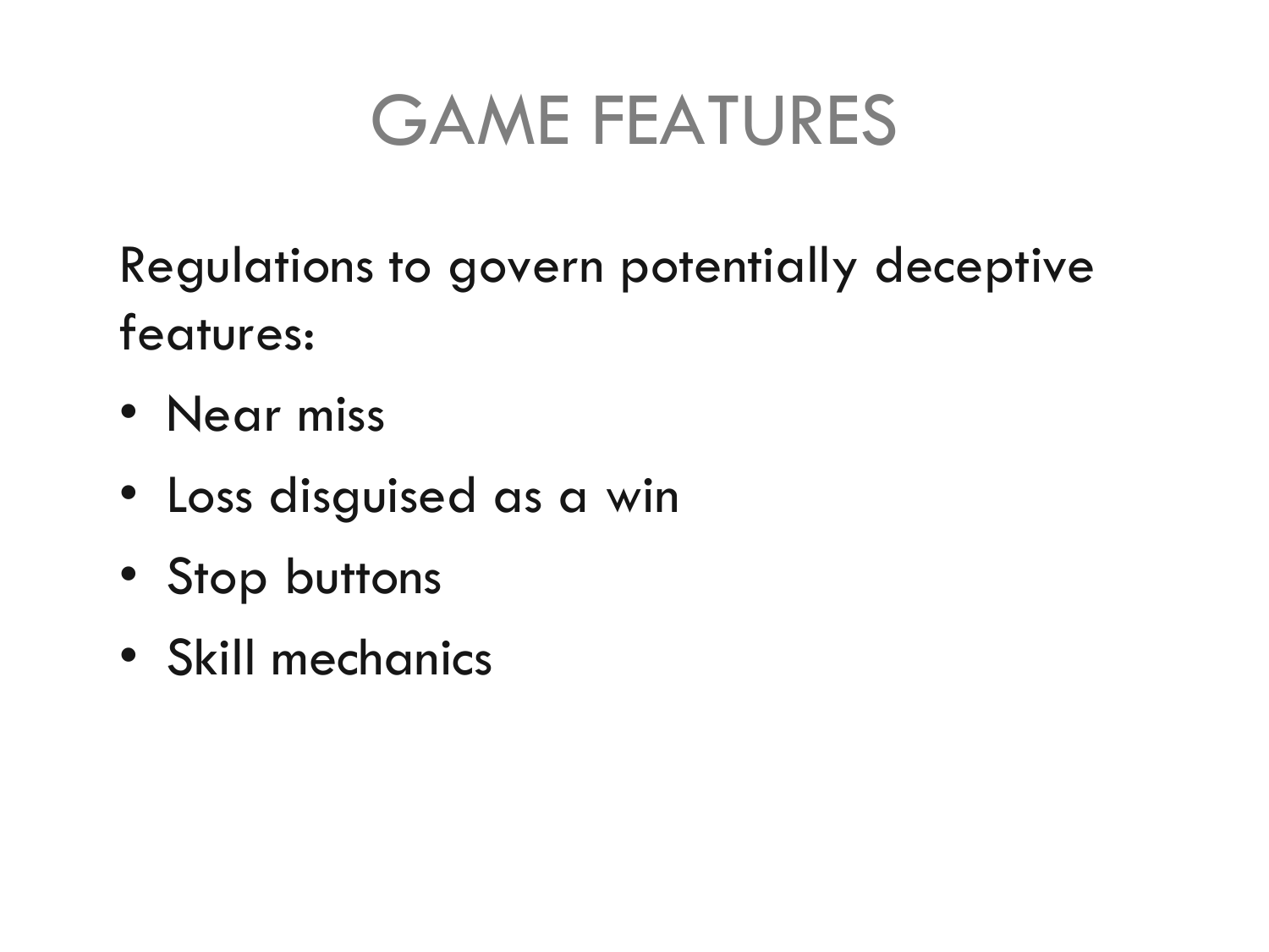# GAME FEATURES

Regulations to govern potentially deceptive features:

- Near miss
- Loss disguised as a win
- Stop buttons
- Skill mechanics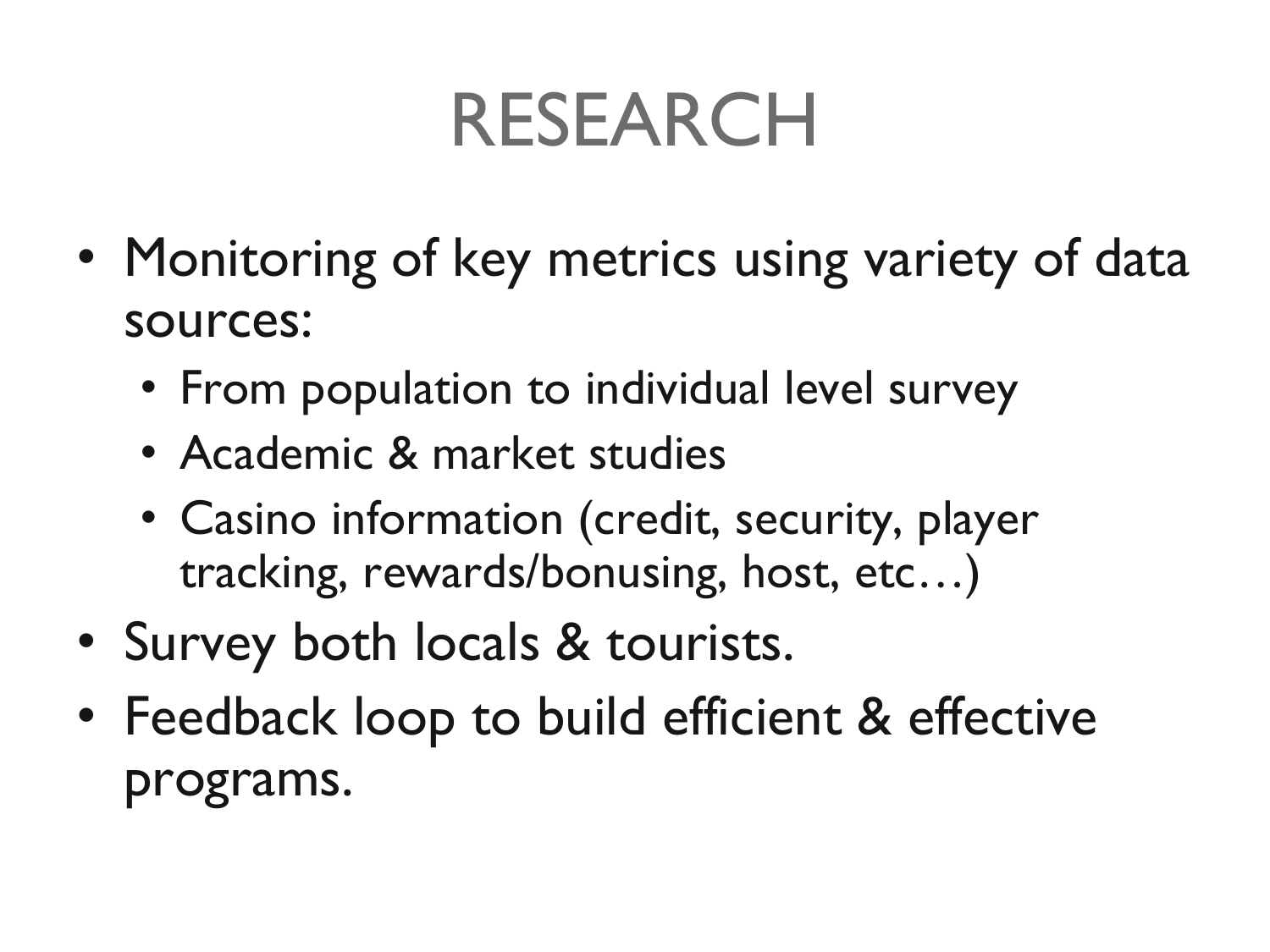# RESEARCH

- Monitoring of key metrics using variety of data sources:
  - From population to individual level survey
  - Academic & market studies
  - Casino information (credit, security, player tracking, rewards/bonusing, host, etc…)
- Survey both locals & tourists.
- Feedback loop to build efficient & effective programs.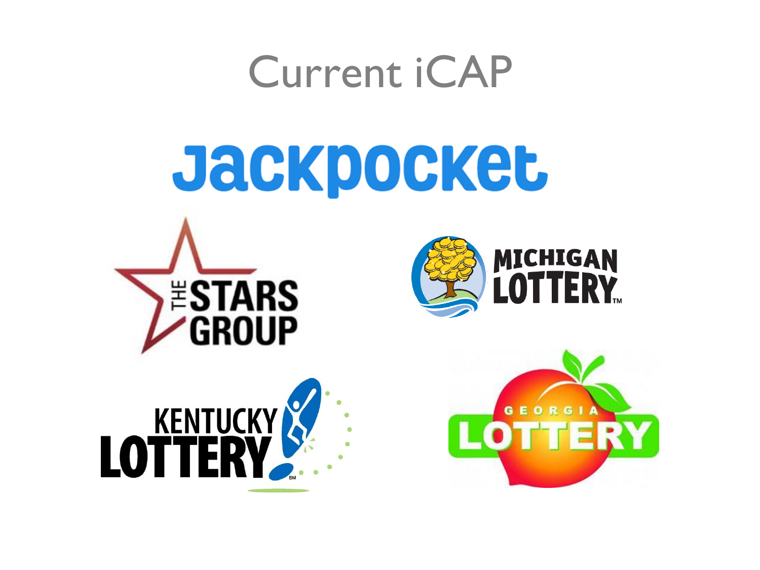# Current iCAP

Jackpocket

THE STARS GROUP

MICHIGAN LOTTERY

KENTUCKY LOTTERY

GEORGIA LOTTERY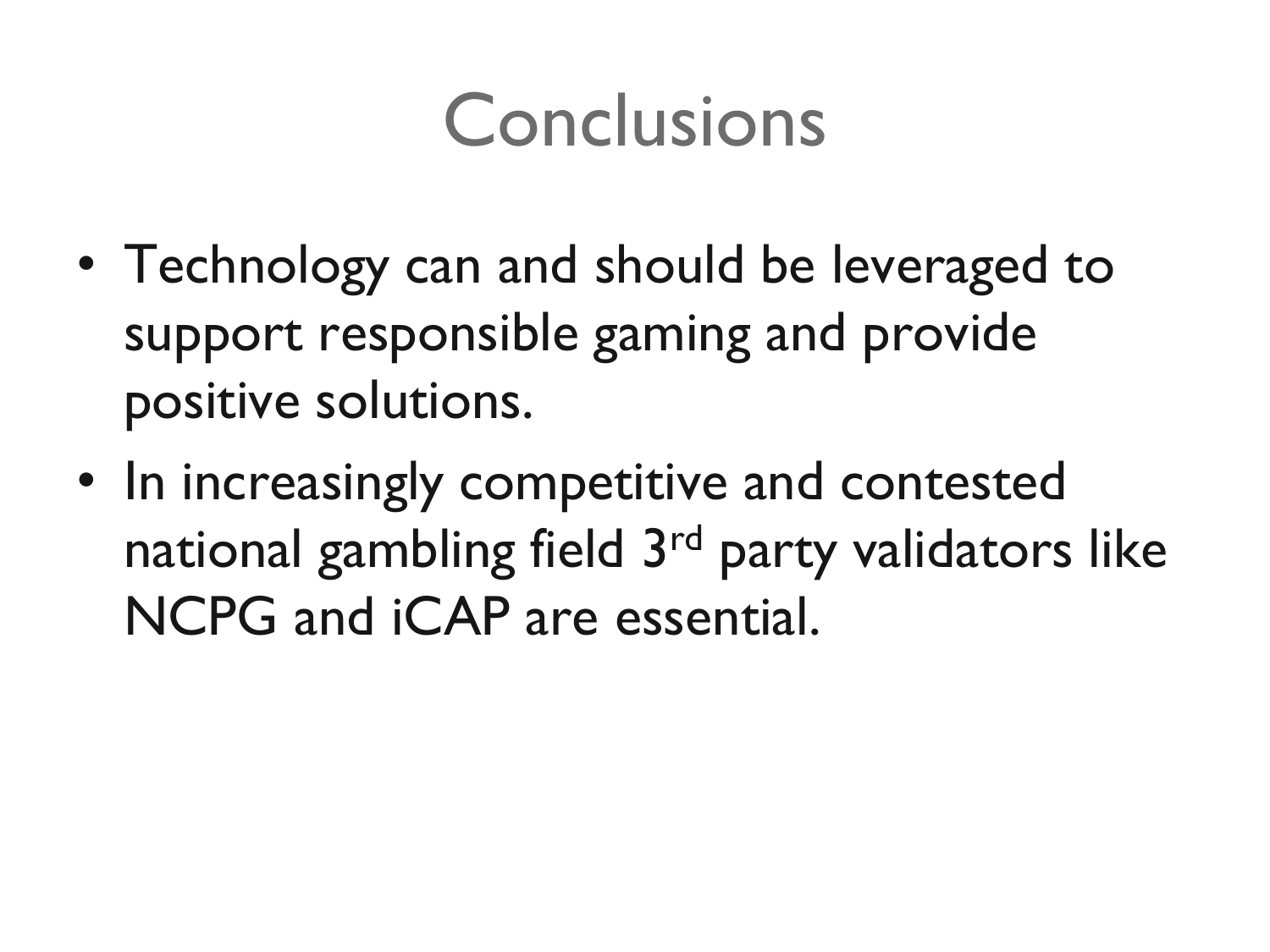# Conclusions

- Technology can and should be leveraged to support responsible gaming and provide positive solutions.
- In increasingly competitive and contested national gambling field 3rd party validators like NCPG and iCAP are essential.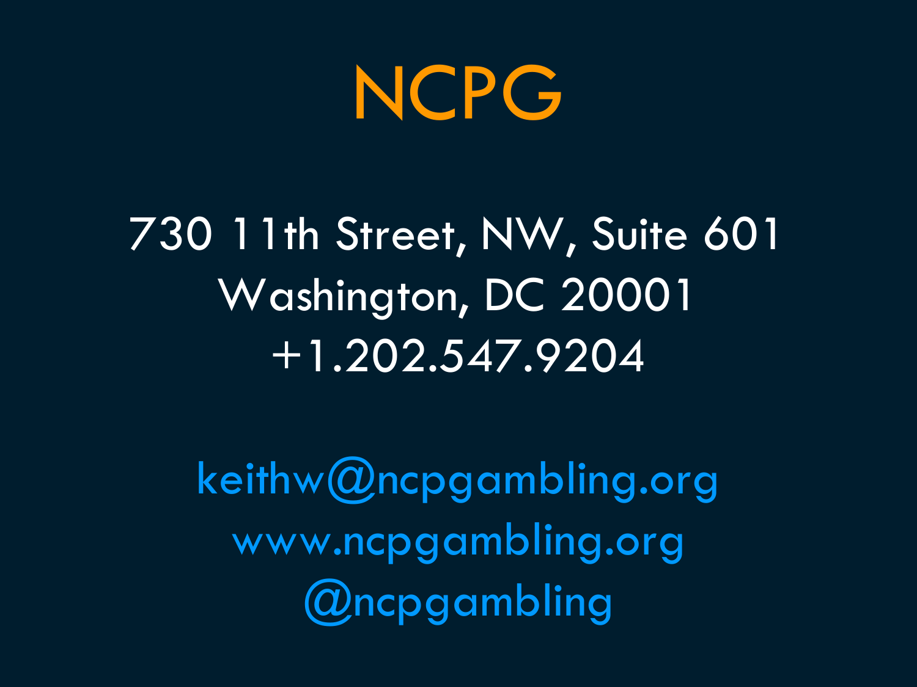# NCPG

730 11th Street, NW, Suite 601
Washington, DC 20001
+1.202.547.9204

keithw@ncpgambling.org
www.ncpgambling.org
@ncpgambling